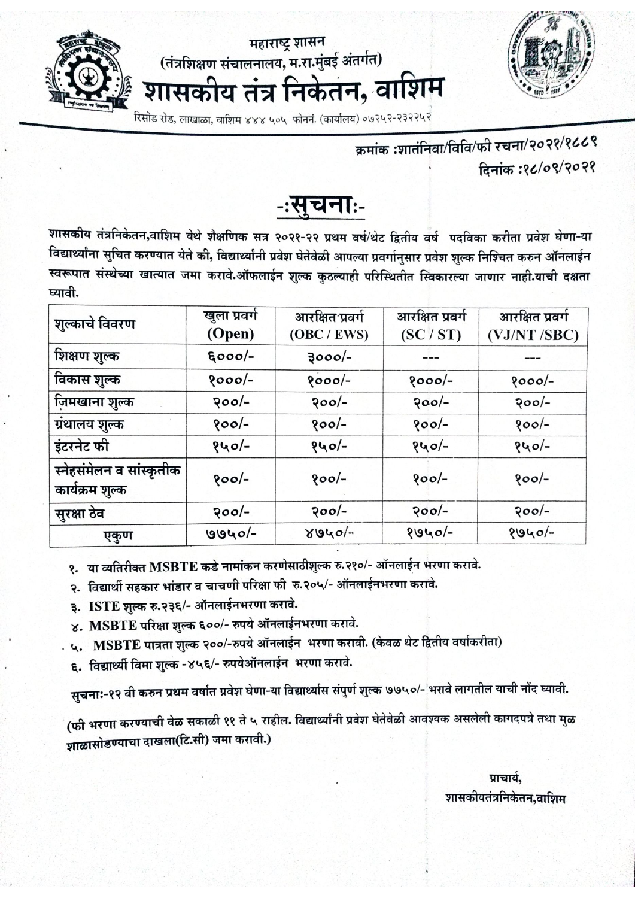महाराष्ट्र शासन

(तंत्रशिक्षण संचालनालय, म.रा.मुंबई अंतर्गत)

# शासकीय तंत्र निकेतन, वाशिम

रिसोड रोड, लाखाळा, वाशिम ४४४ ५०५ फोननं. (कार्यालय) ०७२५२-२३२२५२

क्रमांक :शातंनिवा/विवि/फी रचना/२०२१/१८८९

दिनांक :१८/०९/२०२१

## -:सुचना:-

शासकीय तंत्रनिकेतन,वाशिम येथे शैक्षणिक सत्र २०२१-२२ प्रथम वर्ष/थेट द्वितीय वर्ष पदविका करीता प्रवेश घेणा-या विद्यार्थ्यांना सुचित करण्यात येते की, विद्यार्थ्यांनी प्रवेश घेतेवेळी आपल्या प्रवर्गानुसार प्रवेश शुल्क निश्चित करुन ऑनलाईन स्वरूपात संस्थेच्या खात्यात जमा करावे.ऑफलाईन शुल्क कुठल्याही परिस्थितीत स्विकारल्या जाणार नाही.याची दक्षता घ्यावी.

| शुल्काचे विवरण | खुला प्रवर्ग (Open) | आरक्षित प्रवर्ग (OBC / EWS) | आरक्षित प्रवर्ग (SC / ST) | आरक्षित प्रवर्ग (VJ/NT /SBC) |
|---|---|---|---|---|
| शिक्षण शुल्क | ६०००/- | ३०००/- | --- | --- |
| विकास शुल्क | १०००/- | १०००/- | १०००/- | १०००/- |
| जिमखाना शुल्क | २००/- | २००/- | २००/- | २००/- |
| ग्रंथालय शुल्क | १००/- | १००/- | १००/- | १००/- |
| इंटरनेट फी | १५०/- | १५०/- | १५०/- | १५०/- |
| स्नेहसंमेलन व सांस्कृतीक कार्यक्रम शुल्क | १००/- | १००/- | १००/- | १००/- |
| सुरक्षा ठेव | २००/- | २००/- | २००/- | २००/- |
| एकुण | ७७५०/- | ४७५०/- | १७५०/- | १७५०/- |

१. या व्यतिरीक्त MSBTE कडे नामांकन करणेसाठीशुल्क रु.२१०/- ऑनलाईन भरणा करावे.

२. विद्यार्थी सहकार भांडार व चाचणी परिक्षा फी रु.२०५/- ऑनलाईनभरणा करावे.

३. ISTE शुल्क रु.२३६/- ऑनलाईनभरणा करावे.

४. MSBTE परिक्षा शुल्क ६००/- रुपये ऑनलाईनभरणा करावे.

५. MSBTE पात्रता शुल्क २००/-रुपये ऑनलाईन भरणा करावी. (केवळ थेट द्वितीय वर्षाकरीता)

६. विद्यार्थी विमा शुल्क -४५६/- रुपयेऑनलाईन भरणा करावे.

सुचना:-१२ वी करुन प्रथम वर्षात प्रवेश घेणा-या विद्यार्थ्यास संपुर्ण शुल्क ७७५०/- भरावे लागतील याची नोंद घ्यावी.

(फी भरणा करण्याची वेळ सकाळी ११ ते ५ राहील. विद्यार्थ्यांनी प्रवेश घेतेवेळी आवश्यक असलेली कागदपत्रे तथा मुळ शाळासोडण्याचा दाखला(टि.सी) जमा करावी.)

प्राचार्य,

शासकीयतंत्रनिकेतन,वाशिम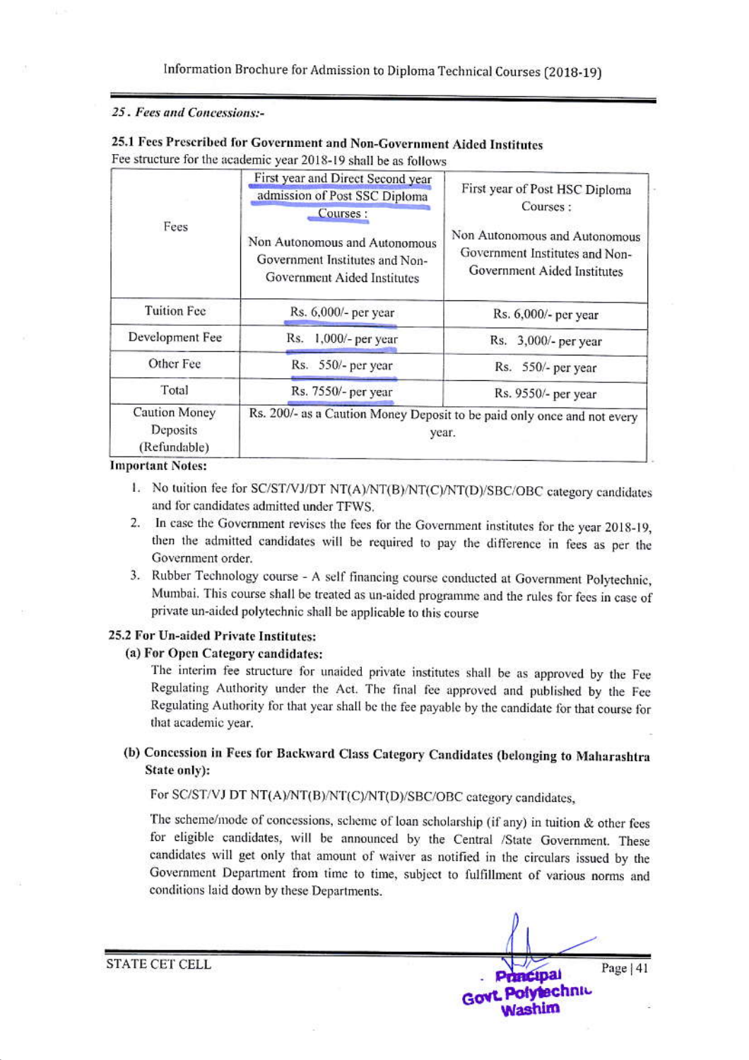*25. Fees and Concessions:-*

**25.1 Fees Prescribed for Government and Non-Government Aided Institutes**

Fee structure for the academic year 2018-19 shall be as follows

| Fees | First year and Direct Second year admission of Post SSC Diploma Courses : Non Autonomous and Autonomous Government Institutes and Non-Government Aided Institutes | First year of Post HSC Diploma Courses : Non Autonomous and Autonomous Government Institutes and Non-Government Aided Institutes |
|---|---|---|
| Tuition Fee | Rs. 6,000/- per year | Rs. 6,000/- per year |
| Development Fee | Rs. 1,000/- per year | Rs. 3,000/- per year |
| Other Fee | Rs. 550/- per year | Rs. 550/- per year |
| Total | Rs. 7550/- per year | Rs. 9550/- per year |
| Caution Money Deposits (Refundable) | Rs. 200/- as a Caution Money Deposit to be paid only once and not every year. | |

**Important Notes:**

1. No tuition fee for SC/ST/VJ/DT NT(A)/NT(B)/NT(C)/NT(D)/SBC/OBC category candidates and for candidates admitted under TFWS.
2. In case the Government revises the fees for the Government institutes for the year 2018-19, then the admitted candidates will be required to pay the difference in fees as per the Government order.
3. Rubber Technology course - A self financing course conducted at Government Polytechnic, Mumbai. This course shall be treated as un-aided programme and the rules for fees in case of private un-aided polytechnic shall be applicable to this course

**25.2 For Un-aided Private Institutes:**

**(a) For Open Category candidates:**

The interim fee structure for unaided private institutes shall be as approved by the Fee Regulating Authority under the Act. The final fee approved and published by the Fee Regulating Authority for that year shall be the fee payable by the candidate for that course for that academic year.

**(b) Concession in Fees for Backward Class Category Candidates (belonging to Maharashtra State only):**

For SC/ST/VJ DT NT(A)/NT(B)/NT(C)/NT(D)/SBC/OBC category candidates,

The scheme/mode of concessions, scheme of loan scholarship (if any) in tuition & other fees for eligible candidates, will be announced by the Central /State Government. These candidates will get only that amount of waiver as notified in the circulars issued by the Government Department from time to time, subject to fulfillment of various norms and conditions laid down by these Departments.

STATE CET CELL

Principal
Govt. Polytechnic
Washim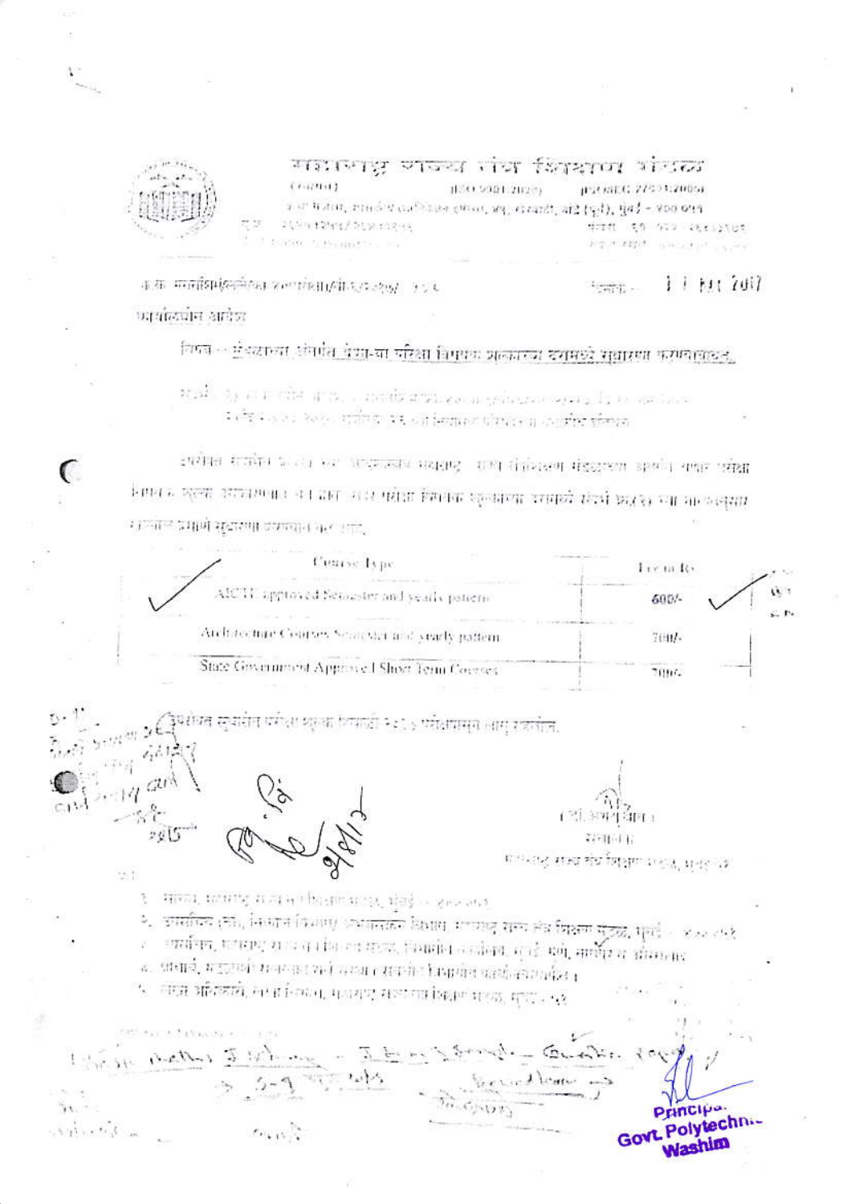महाराष्ट्र राज्य तंत्र शिक्षण मंडळ

क्र. मरातंशिमं/परीक्षा शुल्क/२०१७/ ३५६

दिनांक : १७ मे 2017

कार्यालयीन आदेश

विषय :- संस्थास्तरावरील वर्षाच्या परीक्षा विषयक शुल्काच्या दरामध्ये सुधारणा करणेबाबत.

उपरोक्त संदर्भास अनुसरून महाराष्ट्र राज्य तंत्र शिक्षण मंडळाच्या अखत्यारीत परीक्षा शुल्काच्या दरामध्ये खालील प्रमाणे सुधारणा करण्यात येत आहे.

| Course Type | Fee in Rs |
|---|---|
| AICTE approved Semester and yearly pattern | 600/- |
| Architecture Courses Semester and yearly pattern | 700/- |
| State Government Approved Short Term Courses | 700/- |

उपरोक्त सुधारित परीक्षा शुल्क हिवाळी २०१७ परीक्षेपासून लागू राहतील.

सचिव

महाराष्ट्र राज्य तंत्र शिक्षण मंडळ, मुंबई-५१

१. मा. महाराष्ट्र राज्य तंत्र शिक्षण मंडळ, मुंबई - ४०००५१
२. उपसचिव (तंत्र), शिक्षण विभाग, उच्च व तंत्र शिक्षण विभाग, महाराष्ट्र राज्य तंत्र शिक्षण मंडळ, मुंबई - ४०००५१
३. उपसचिव, महाराष्ट्र राज्य तंत्र शिक्षण मंडळ, विभागीय कार्यालय, मुंबई, पुणे, नागपूर व औरंगाबाद
४. प्राचार्य, महाराष्ट्र राज्य तंत्र शिक्षण मंडळ संलग्नित सर्व संस्था
५. लेखा अधिकारी, महाराष्ट्र राज्य तंत्र शिक्षण मंडळ, मुंबई-५१

Principal
Govt. Polytechnic
Washim